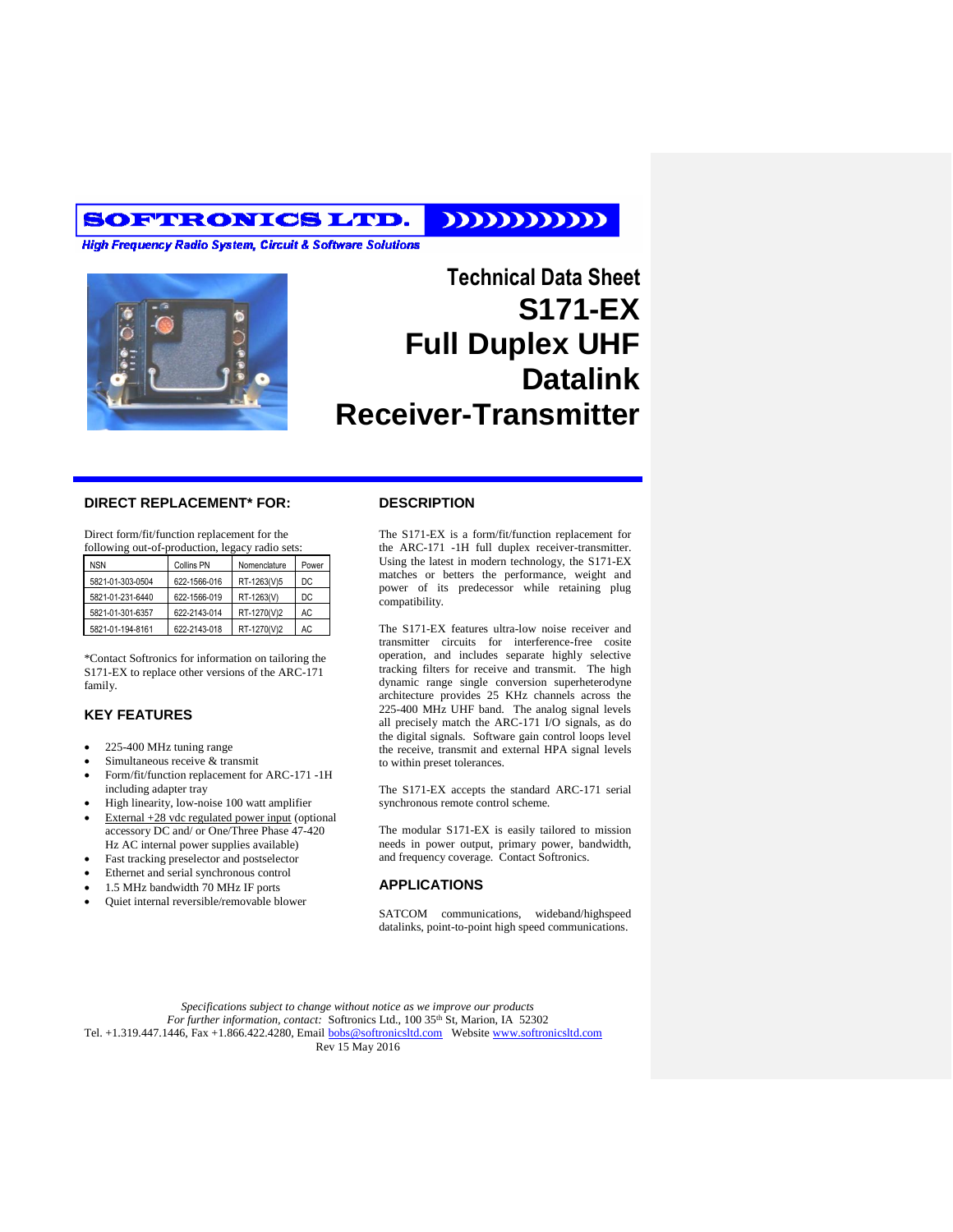**SOFTRONICS LTD.**

*High Frequency Radio System, Circuit & Software Solutions*

# Technical Data Sheet

# S171-EX Full Duplex UHF Datalink Receiver-Transmitter

## DIRECT REPLACEMENT* FOR:

Direct form/fit/function replacement for the following out-of-production, legacy radio sets:

| NSN | Collins PN | Nomenclature | Power |
|---|---|---|---|
| 5821-01-303-0504 | 622-1566-016 | RT-1263(V)5 | DC |
| 5821-01-231-6440 | 622-1566-019 | RT-1263(V) | DC |
| 5821-01-301-6357 | 622-2143-014 | RT-1270(V)2 | AC |
| 5821-01-194-8161 | 622-2143-018 | RT-1270(V)2 | AC |

*Contact Softronics for information on tailoring the S171-EX to replace other versions of the ARC-171 family.

## KEY FEATURES

- 225-400 MHz tuning range
- Simultaneous receive & transmit
- Form/fit/function replacement for ARC-171 -1H including adapter tray
- High linearity, low-noise 100 watt amplifier
- External +28 vdc regulated power input (optional accessory DC and/ or One/Three Phase 47-420 Hz AC internal power supplies available)
- Fast tracking preselector and postselector
- Ethernet and serial synchronous control
- 1.5 MHz bandwidth 70 MHz IF ports
- Quiet internal reversible/removable blower

## DESCRIPTION

The S171-EX is a form/fit/function replacement for the ARC-171 -1H full duplex receiver-transmitter. Using the latest in modern technology, the S171-EX matches or betters the performance, weight and power of its predecessor while retaining plug compatibility.

The S171-EX features ultra-low noise receiver and transmitter circuits for interference-free cosite operation, and includes separate highly selective tracking filters for receive and transmit. The high dynamic range single conversion superheterodyne architecture provides 25 KHz channels across the 225-400 MHz UHF band. The analog signal levels all precisely match the ARC-171 I/O signals, as do the digital signals. Software gain control loops level the receive, transmit and external HPA signal levels to within preset tolerances.

The S171-EX accepts the standard ARC-171 serial synchronous remote control scheme.

The modular S171-EX is easily tailored to mission needs in power output, primary power, bandwidth, and frequency coverage. Contact Softronics.

## APPLICATIONS

SATCOM communications, wideband/highspeed datalinks, point-to-point high speed communications.

*Specifications subject to change without notice as we improve our products*

*For further information, contact:* Softronics Ltd., 100 35th St, Marion, IA 52302

Tel. +1.319.447.1446, Fax +1.866.422.4280, Email bobs@softronicsltd.com Website www.softronicsltd.com

Rev 15 May 2016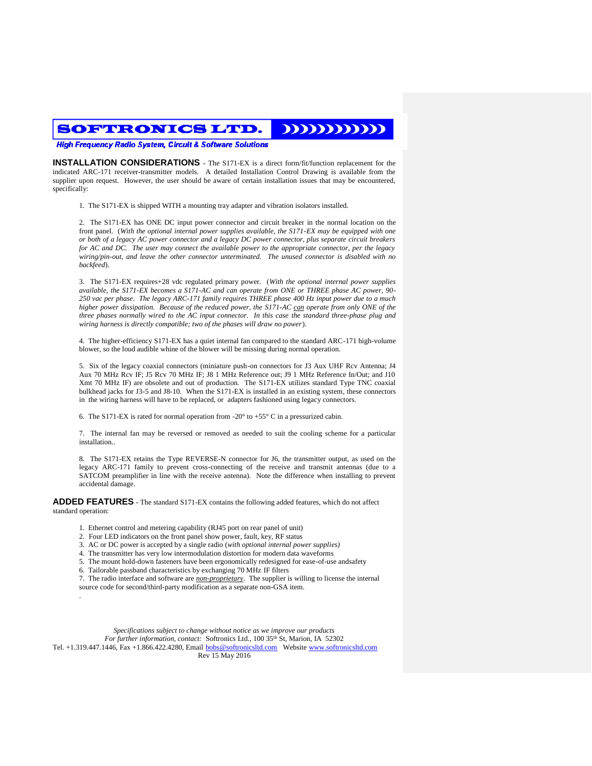**SOFTRONICS LTD.**

***High Frequency Radio System, Circuit & Software Solutions***

**INSTALLATION CONSIDERATIONS** - The S171-EX is a direct form/fit/function replacement for the indicated ARC-171 receiver-transmitter models. A detailed Installation Control Drawing is available from the supplier upon request. However, the user should be aware of certain installation issues that may be encountered, specifically:

1. The S171-EX is shipped WITH a mounting tray adapter and vibration isolators installed.

2. The S171-EX has ONE DC input power connector and circuit breaker in the normal location on the front panel. (*With the optional internal power supplies available, the S171-EX may be equipped with one or both of a legacy AC power connector and a legacy DC power connector, plus separate circuit breakers for AC and DC. The user may connect the available power to the appropriate connector, per the legacy wiring/pin-out, and leave the other connector unterminated. The unused connector is disabled with no backfeed*).

3. The S171-EX requires+28 vdc regulated primary power. (*With the optional internal power supplies available, the S171-EX becomes a S171-AC and can operate from ONE or THREE phase AC power, 90-250 vac per phase. The legacy ARC-171 family requires THREE phase 400 Hz input power due to a much higher power dissipation. Because of the reduced power, the S171-AC* *<u>can</u>* *operate from only ONE of the three phases normally wired to the AC input connector. In this case the standard three-phase plug and wiring harness is directly compatible; two of the phases will draw no power*).

4. The higher-efficiency S171-EX has a quiet internal fan compared to the standard ARC-171 high-volume blower, so the loud audible whine of the blower will be missing during normal operation.

5. Six of the legacy coaxial connectors (miniature push-on connectors for J3 Aux UHF Rcv Antenna; J4 Aux 70 MHz Rcv IF; J5 Rcv 70 MHz IF; J8 1 MHz Reference out; J9 1 MHz Reference In/Out; and J10 Xmt 70 MHz IF) are obsolete and out of production. The S171-EX utilizes standard Type TNC coaxial bulkhead jacks for J3-5 and J8-10. When the S171-EX is installed in an existing system, these connectors in the wiring harness will have to be replaced, or adapters fashioned using legacy connectors.

6. The S171-EX is rated for normal operation from -20° to +55° C in a pressurized cabin.

7. The internal fan may be reversed or removed as needed to suit the cooling scheme for a particular installation..

8. The S171-EX retains the Type REVERSE-N connector for J6, the transmitter output, as used on the legacy ARC-171 family to prevent cross-connecting of the receive and transmit antennas (due to a SATCOM preamplifier in line with the receive antenna). Note the difference when installing to prevent accidental damage.

**ADDED FEATURES** - The standard S171-EX contains the following added features, which do not affect standard operation:

1. Ethernet control and metering capability (RJ45 port on rear panel of unit)
2. Four LED indicators on the front panel show power, fault, key, RF status
3. AC or DC power is accepted by a single radio (*with optional internal power supplies)*
4. The transmitter has very low intermodulation distortion for modern data waveforms
5. The mount hold-down fasteners have been ergonomically redesigned for ease-of-use andsafety
6. Tailorable passband characteristics by exchanging 70 MHz IF filters
7. The radio interface and software are ***<u>non-proprietary</u>***. The supplier is willing to license the internal source code for second/third-party modification as a separate non-GSA item.

.

*Specifications subject to change without notice as we improve our products*
*For further information, contact:* Softronics Ltd., 100 35th St, Marion, IA 52302
Tel. +1.319.447.1446, Fax +1.866.422.4280, Email bobs@softronicsltd.com Website www.softronicsltd.com
Rev 15 May 2016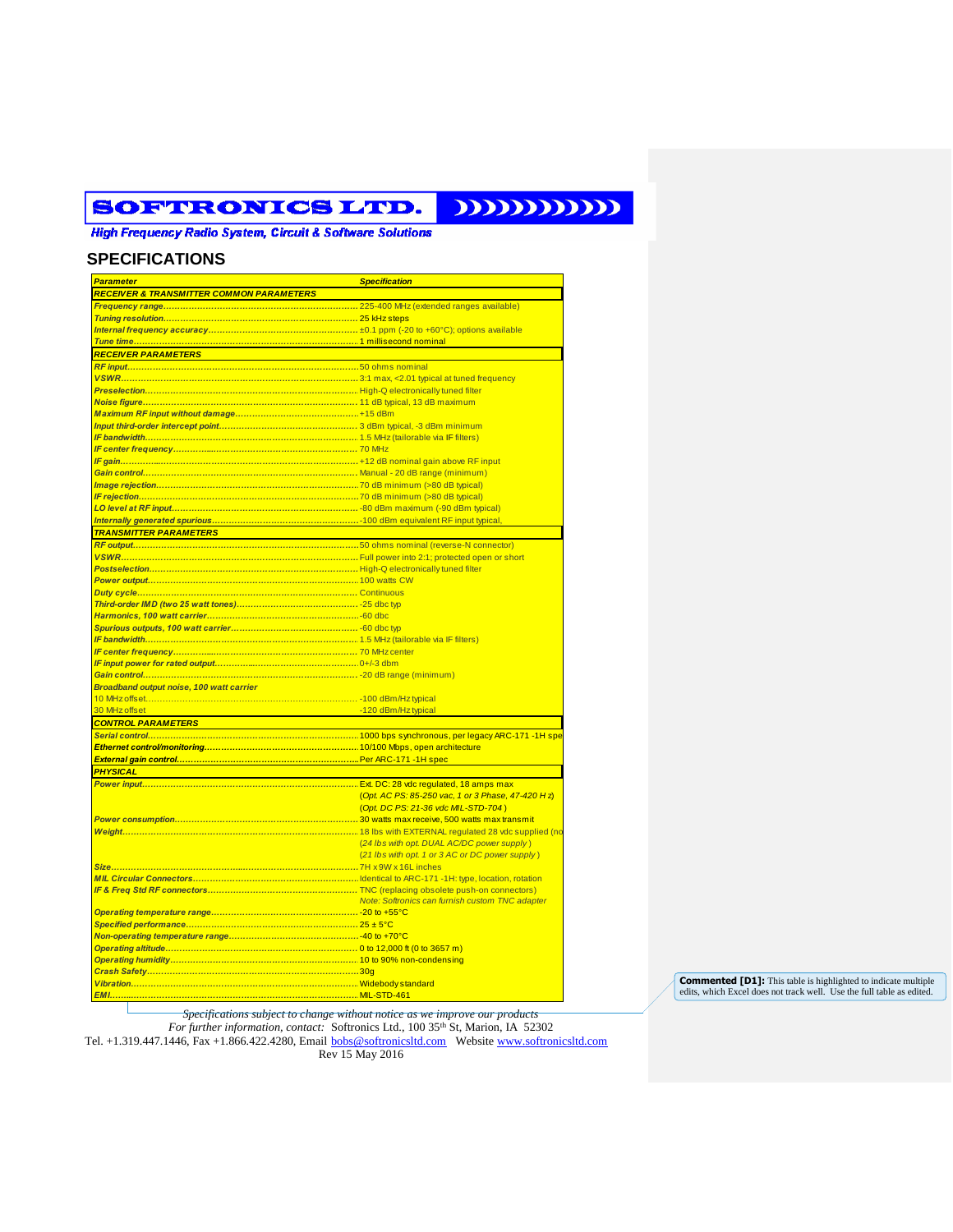**SOFTRONICS LTD.**

*High Frequency Radio System, Circuit & Software Solutions*

## SPECIFICATIONS

| Parameter | Specification |
|---|---|
| **RECEIVER & TRANSMITTER COMMON PARAMETERS** | |
| *Frequency range* | 225-400 MHz (extended ranges available) |
| *Tuning resolution* | 25 kHz steps |
| *Internal frequency accuracy* | ±0.1 ppm (-20 to +60°C); options available |
| *Tune time* | 1 millisecond nominal |
| **RECEIVER PARAMETERS** | |
| *RF input* | 50 ohms nominal |
| *VSWR* | 3:1 max, <2.01 typical at tuned frequency |
| *Preselection* | High-Q electronically tuned filter |
| *Noise figure* | 11 dB typical, 13 dB maximum |
| *Maximum RF input without damage* | +15 dBm |
| *Input third-order intercept point* | 3 dBm typical, -3 dBm minimum |
| *IF bandwidth* | 1.5 MHz (tailorable via IF filters) |
| *IF center frequency* | 70 MHz |
| *IF gain* | +12 dB nominal gain above RF input |
| *Gain control* | Manual - 20 dB range (minimum) |
| *Image rejection* | 70 dB minimum (>80 dB typical) |
| *IF rejection* | 70 dB minimum (>80 dB typical) |
| *LO level at RF input* | -80 dBm maximum (-90 dBm typical) |
| *Internally generated spurious* | -100 dBm equivalent RF input typical, |
| **TRANSMITTER PARAMETERS** | |
| *RF output* | 50 ohms nominal (reverse-N connector) |
| *VSWR* | Full power into 2:1; protected open or short |
| *Postselection* | High-Q electronically tuned filter |
| *Power output* | 100 watts CW |
| *Duty cycle* | Continuous |
| *Third-order IMD (two 25 watt tones)* | -25 dbc typ |
| *Harmonics, 100 watt carrier* | -60 dbc |
| *Spurious outputs, 100 watt carrier* | -60 dbc typ |
| *IF bandwidth* | 1.5 MHz (tailorable via IF filters) |
| *IF center frequency* | 70 MHz center |
| *IF input power for rated output* | 0+/-3 dbm |
| *Gain control* | -20 dB range (minimum) |
| *Broadband output noise, 100 watt carrier* | |
| 10 MHz offset | -100 dBm/Hz typical |
| 30 MHz offset | -120 dBm/Hz typical |
| **CONTROL PARAMETERS** | |
| *Serial control* | 1000 bps synchronous, per legacy ARC-171 -1H spe |
| *Ethernet control/monitoring* | 10/100 Mbps, open architecture |
| *External gain control* | Per ARC-171 -1H spec |
| **PHYSICAL** | |
| *Power input* | Ext. DC: 28 vdc regulated, 18 amps max |
| | *(Opt. AC PS: 85-250 vac, 1 or 3 Phase, 47-420 Hz)* |
| | *(Opt. DC PS: 21-36 vdc MIL-STD-704)* |
| *Power consumption* | 30 watts max receive, 500 watts max transmit |
| *Weight* | 18 lbs with EXTERNAL regulated 28 vdc supplied (no |
| | *(24 lbs with opt. DUAL AC/DC power supply)* |
| | *(21 lbs with opt. 1 or 3 AC or DC power supply)* |
| *Size* | 7H x 9W x 16L inches |
| *MIL Circular Connectors* | Identical to ARC-171 -1H: type, location, rotation |
| *IF & Freq Std RF connectors* | TNC (replacing obsolete push-on connectors) |
| | *Note: Softronics can furnish custom TNC adapter* |
| *Operating temperature range* | -20 to +55°C |
| *Specified performance* | 25 ± 5°C |
| *Non-operating temperature range* | -40 to +70°C |
| *Operating altitude* | 0 to 12,000 ft (0 to 3657 m) |
| *Operating humidity* | 10 to 90% non-condensing |
| *Crash Safety* | 30g |
| *Vibration* | Widebody standard |
| *EMI* | MIL-STD-461 |

**Commented [D1]:** This table is highlighted to indicate multiple edits, which Excel does not track well. Use the full table as edited.

*Specifications subject to change without notice as we improve our products*

*For further information, contact:* Softronics Ltd., 100 35th St, Marion, IA 52302

Tel. +1.319.447.1446, Fax +1.866.422.4280, Email bobs@softronicsltd.com Website www.softronicsltd.com

Rev 15 May 2016